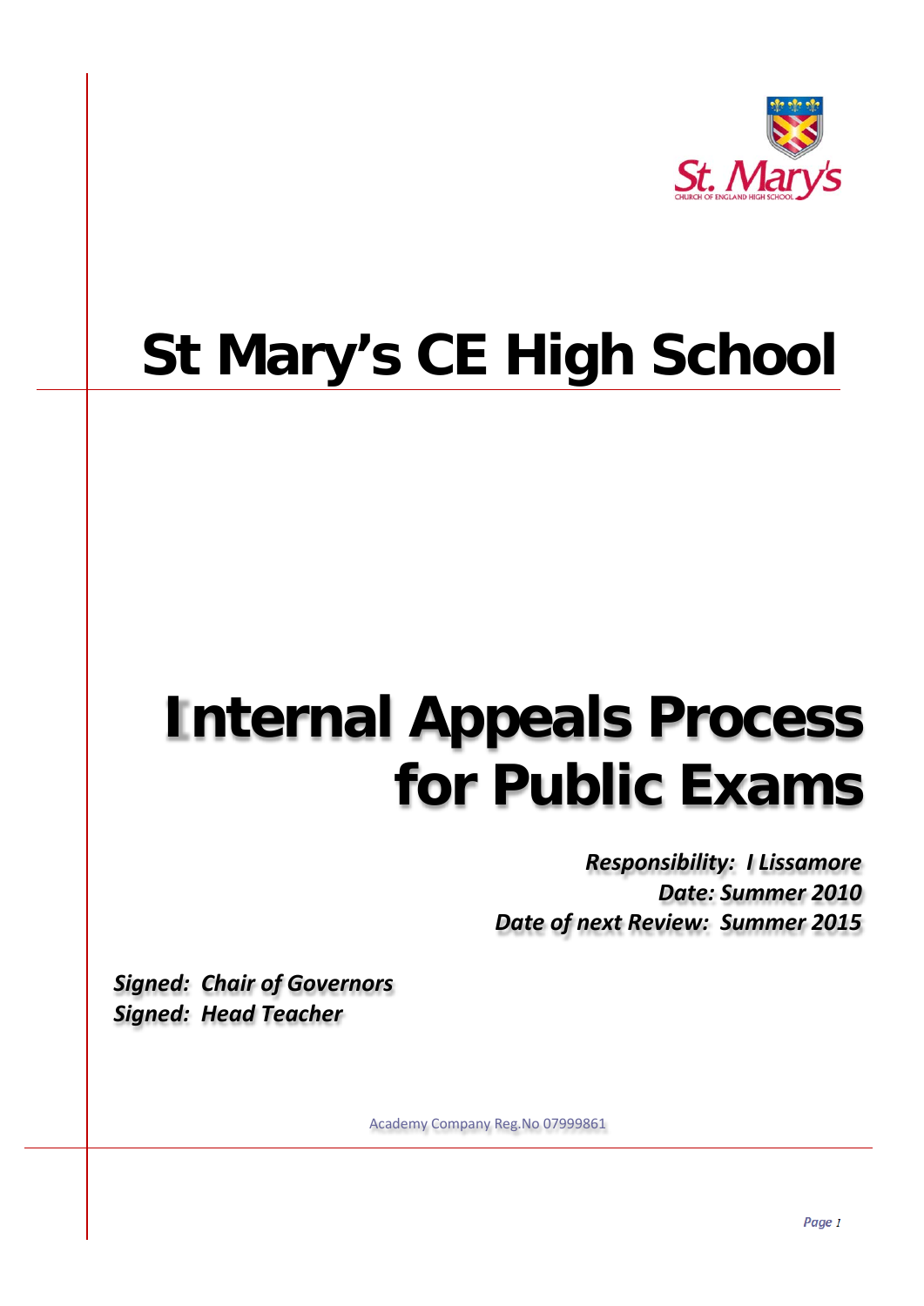# St Mary's CE High School

# Internal Appeals Process for Public Exams

***Responsibility: I Lissamore***
***Date: Summer 2010***
***Date of next Review: Summer 2015***

***Signed: Chair of Governors***
***Signed: Head Teacher***

Academy Company Reg.No 07999861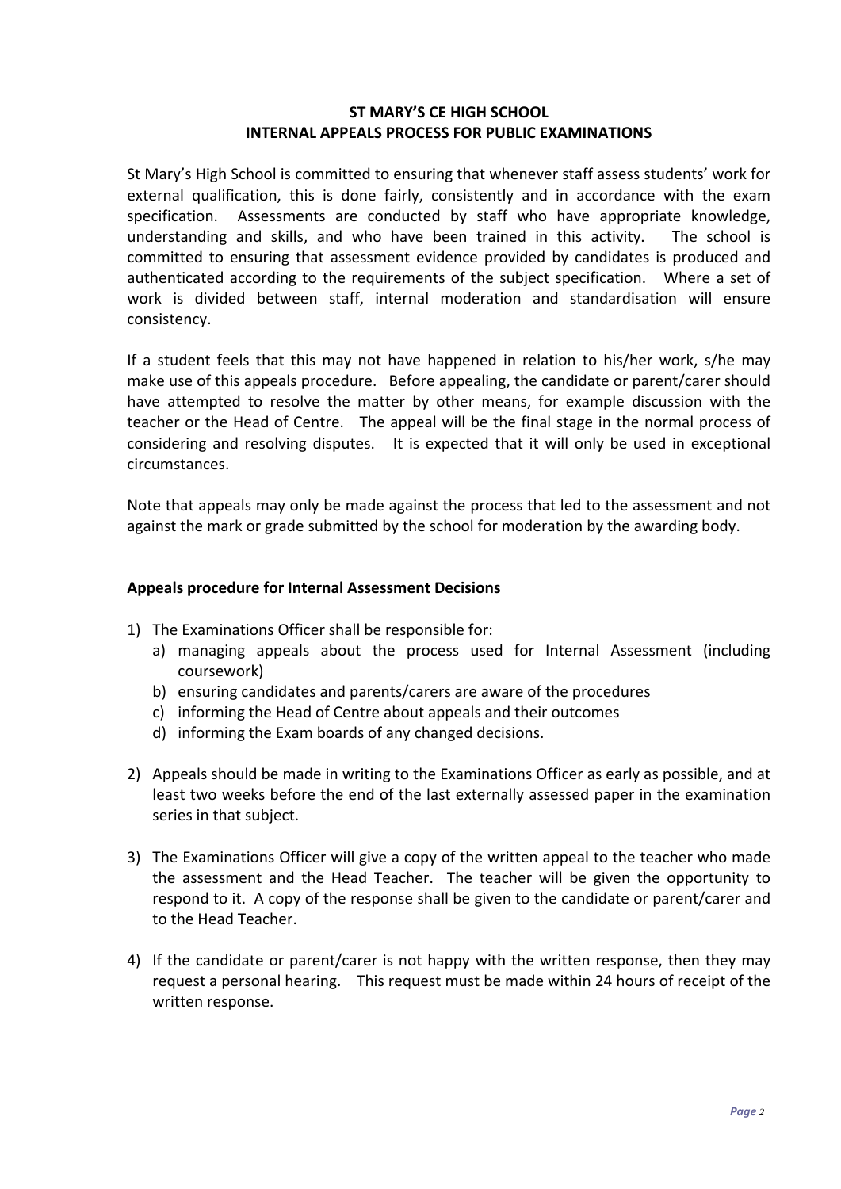# ST MARY'S CE HIGH SCHOOL
# INTERNAL APPEALS PROCESS FOR PUBLIC EXAMINATIONS

St Mary's High School is committed to ensuring that whenever staff assess students' work for external qualification, this is done fairly, consistently and in accordance with the exam specification. Assessments are conducted by staff who have appropriate knowledge, understanding and skills, and who have been trained in this activity. The school is committed to ensuring that assessment evidence provided by candidates is produced and authenticated according to the requirements of the subject specification. Where a set of work is divided between staff, internal moderation and standardisation will ensure consistency.

If a student feels that this may not have happened in relation to his/her work, s/he may make use of this appeals procedure. Before appealing, the candidate or parent/carer should have attempted to resolve the matter by other means, for example discussion with the teacher or the Head of Centre. The appeal will be the final stage in the normal process of considering and resolving disputes. It is expected that it will only be used in exceptional circumstances.

Note that appeals may only be made against the process that led to the assessment and not against the mark or grade submitted by the school for moderation by the awarding body.

## Appeals procedure for Internal Assessment Decisions

1) The Examinations Officer shall be responsible for:
   a) managing appeals about the process used for Internal Assessment (including coursework)
   b) ensuring candidates and parents/carers are aware of the procedures
   c) informing the Head of Centre about appeals and their outcomes
   d) informing the Exam boards of any changed decisions.

2) Appeals should be made in writing to the Examinations Officer as early as possible, and at least two weeks before the end of the last externally assessed paper in the examination series in that subject.

3) The Examinations Officer will give a copy of the written appeal to the teacher who made the assessment and the Head Teacher. The teacher will be given the opportunity to respond to it. A copy of the response shall be given to the candidate or parent/carer and to the Head Teacher.

4) If the candidate or parent/carer is not happy with the written response, then they may request a personal hearing. This request must be made within 24 hours of receipt of the written response.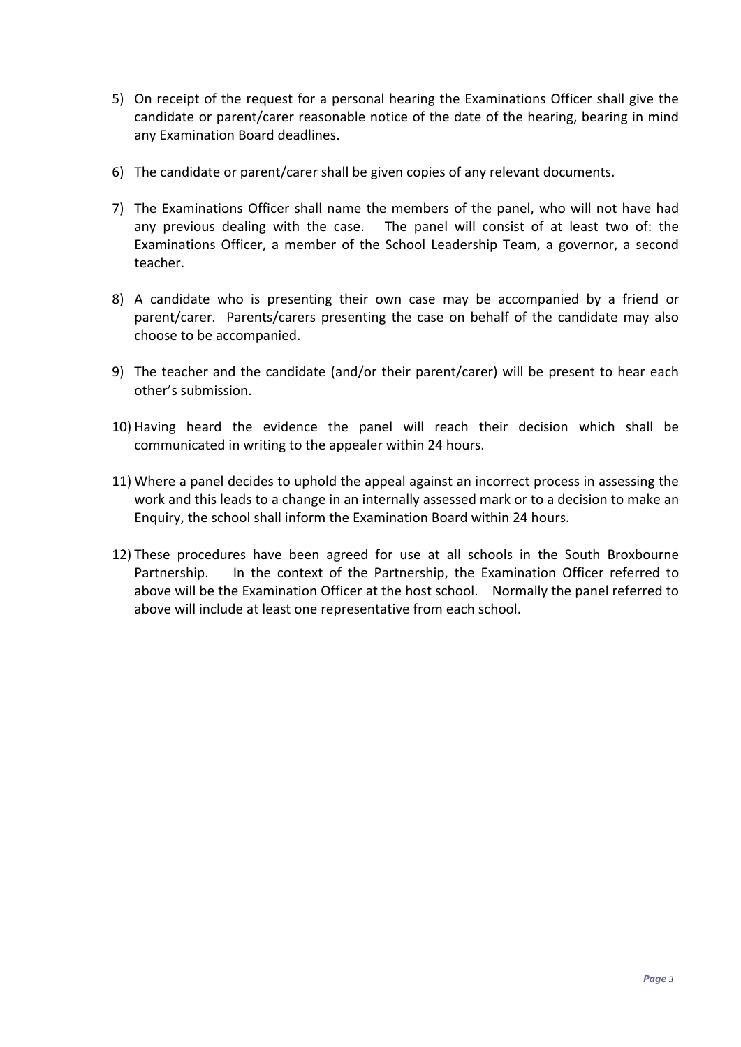5) On receipt of the request for a personal hearing the Examinations Officer shall give the candidate or parent/carer reasonable notice of the date of the hearing, bearing in mind any Examination Board deadlines.

6) The candidate or parent/carer shall be given copies of any relevant documents.

7) The Examinations Officer shall name the members of the panel, who will not have had any previous dealing with the case. The panel will consist of at least two of: the Examinations Officer, a member of the School Leadership Team, a governor, a second teacher.

8) A candidate who is presenting their own case may be accompanied by a friend or parent/carer. Parents/carers presenting the case on behalf of the candidate may also choose to be accompanied.

9) The teacher and the candidate (and/or their parent/carer) will be present to hear each other's submission.

10) Having heard the evidence the panel will reach their decision which shall be communicated in writing to the appealer within 24 hours.

11) Where a panel decides to uphold the appeal against an incorrect process in assessing the work and this leads to a change in an internally assessed mark or to a decision to make an Enquiry, the school shall inform the Examination Board within 24 hours.

12) These procedures have been agreed for use at all schools in the South Broxbourne Partnership. In the context of the Partnership, the Examination Officer referred to above will be the Examination Officer at the host school. Normally the panel referred to above will include at least one representative from each school.